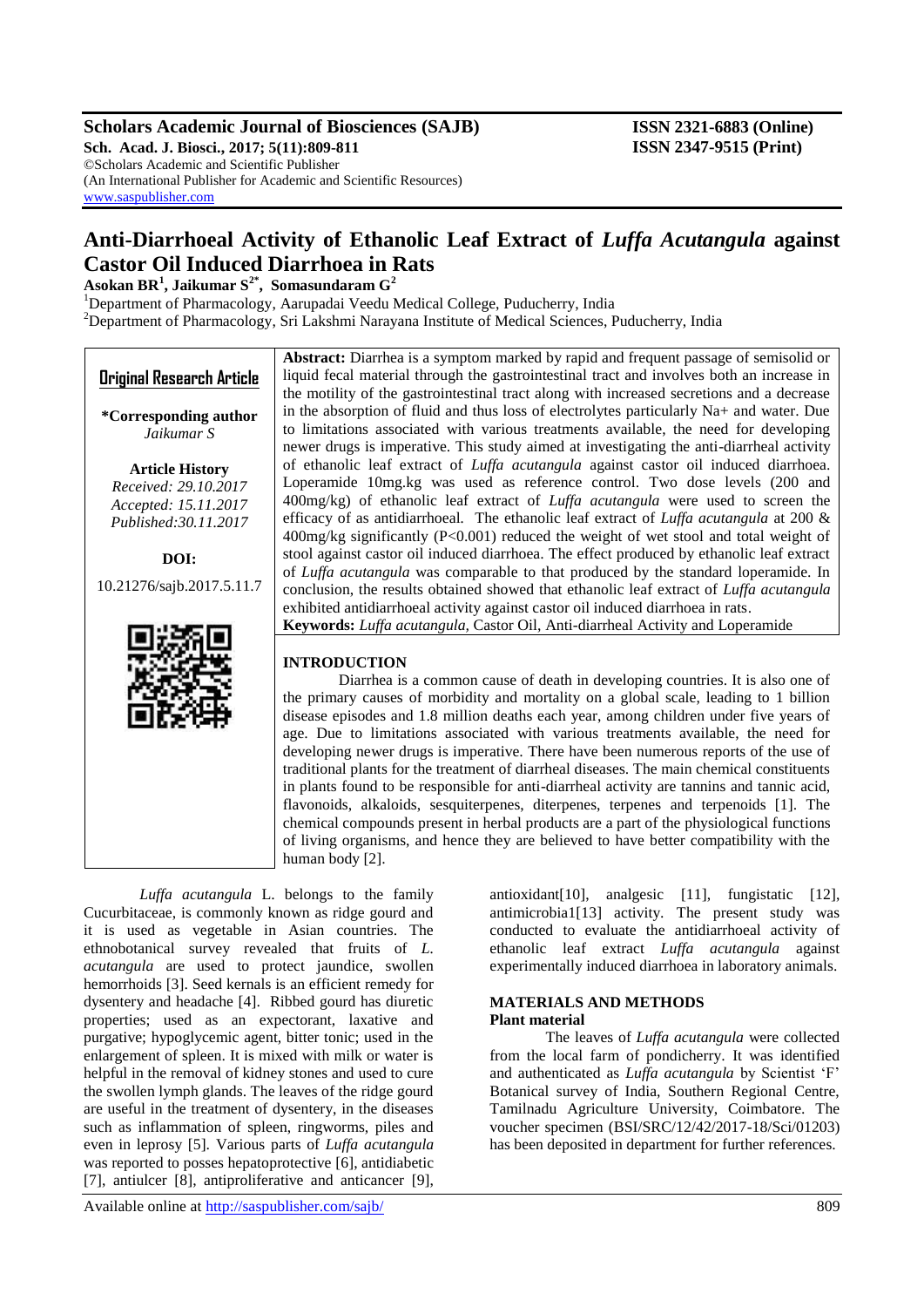# Anti-Diarrhoeal Activity of Ethanolic Leaf Extract of *Luffa Acutangula* against Castor Oil Induced Diarrhoea in Rats

**Asokan BR[1], Jaikumar S[2*], Somasundaram G[2]**

[1]Department of Pharmacology, Aarupadai Veedu Medical College, Puducherry, India
[2]Department of Pharmacology, Sri Lakshmi Narayana Institute of Medical Sciences, Puducherry, India

**Original Research Article**

**\*Corresponding author**
*Jaikumar S*

**Article History**
*Received: 29.10.2017*
*Accepted: 15.11.2017*
*Published:30.11.2017*

**DOI:**
10.21276/sajb.2017.5.11.7

**Abstract:** Diarrhea is a symptom marked by rapid and frequent passage of semisolid or liquid fecal material through the gastrointestinal tract and involves both an increase in the motility of the gastrointestinal tract along with increased secretions and a decrease in the absorption of fluid and thus loss of electrolytes particularly Na+ and water. Due to limitations associated with various treatments available, the need for developing newer drugs is imperative. This study aimed at investigating the anti-diarrheal activity of ethanolic leaf extract of *Luffa acutangula* against castor oil induced diarrhoea. Loperamide 10mg.kg was used as reference control. Two dose levels (200 and 400mg/kg) of ethanolic leaf extract of *Luffa acutangula* were used to screen the efficacy of as antidiarrhoeal. The ethanolic leaf extract of *Luffa acutangula* at 200 & 400mg/kg significantly ($P<0.001$) reduced the weight of wet stool and total weight of stool against castor oil induced diarrhoea. The effect produced by ethanolic leaf extract of *Luffa acutangula* was comparable to that produced by the standard loperamide. In conclusion, the results obtained showed that ethanolic leaf extract of *Luffa acutangula* exhibited antidiarrhoeal activity against castor oil induced diarrhoea in rats.

**Keywords:** *Luffa acutangula*, Castor Oil, Anti-diarrheal Activity and Loperamide

## INTRODUCTION

Diarrhea is a common cause of death in developing countries. It is also one of the primary causes of morbidity and mortality on a global scale, leading to 1 billion disease episodes and 1.8 million deaths each year, among children under five years of age. Due to limitations associated with various treatments available, the need for developing newer drugs is imperative. There have been numerous reports of the use of traditional plants for the treatment of diarrheal diseases. The main chemical constituents in plants found to be responsible for anti-diarrheal activity are tannins and tannic acid, flavonoids, alkaloids, sesquiterpenes, diterpenes, terpenes and terpenoids [1]. The chemical compounds present in herbal products are a part of the physiological functions of living organisms, and hence they are believed to have better compatibility with the human body [2].

*Luffa acutangula* L. belongs to the family Cucurbitaceae, is commonly known as ridge gourd and it is used as vegetable in Asian countries. The ethnobotanical survey revealed that fruits of *L. acutangula* are used to protect jaundice, swollen hemorrhoids [3]. Seed kernals is an efficient remedy for dysentery and headache [4]. Ribbed gourd has diuretic properties; used as an expectorant, laxative and purgative; hypoglycemic agent, bitter tonic; used in the enlargement of spleen. It is mixed with milk or water is helpful in the removal of kidney stones and used to cure the swollen lymph glands. The leaves of the ridge gourd are useful in the treatment of dysentery, in the diseases such as inflammation of spleen, ringworms, piles and even in leprosy [5]. Various parts of *Luffa acutangula* was reported to posses hepatoprotective [6], antidiabetic [7], antiulcer [8], antiproliferative and anticancer [9], antioxidant[10], analgesic [11], fungistatic [12], antimicrobia1[13] activity. The present study was conducted to evaluate the antidiarrhoeal activity of ethanolic leaf extract *Luffa acutangula* against experimentally induced diarrhoea in laboratory animals.

## MATERIALS AND METHODS

### Plant material

The leaves of *Luffa acutangula* were collected from the local farm of pondicherry. It was identified and authenticated as *Luffa acutangula* by Scientist 'F' Botanical survey of India, Southern Regional Centre, Tamilnadu Agriculture University, Coimbatore. The voucher specimen (BSI/SRC/12/42/2017-18/Sci/01203) has been deposited in department for further references.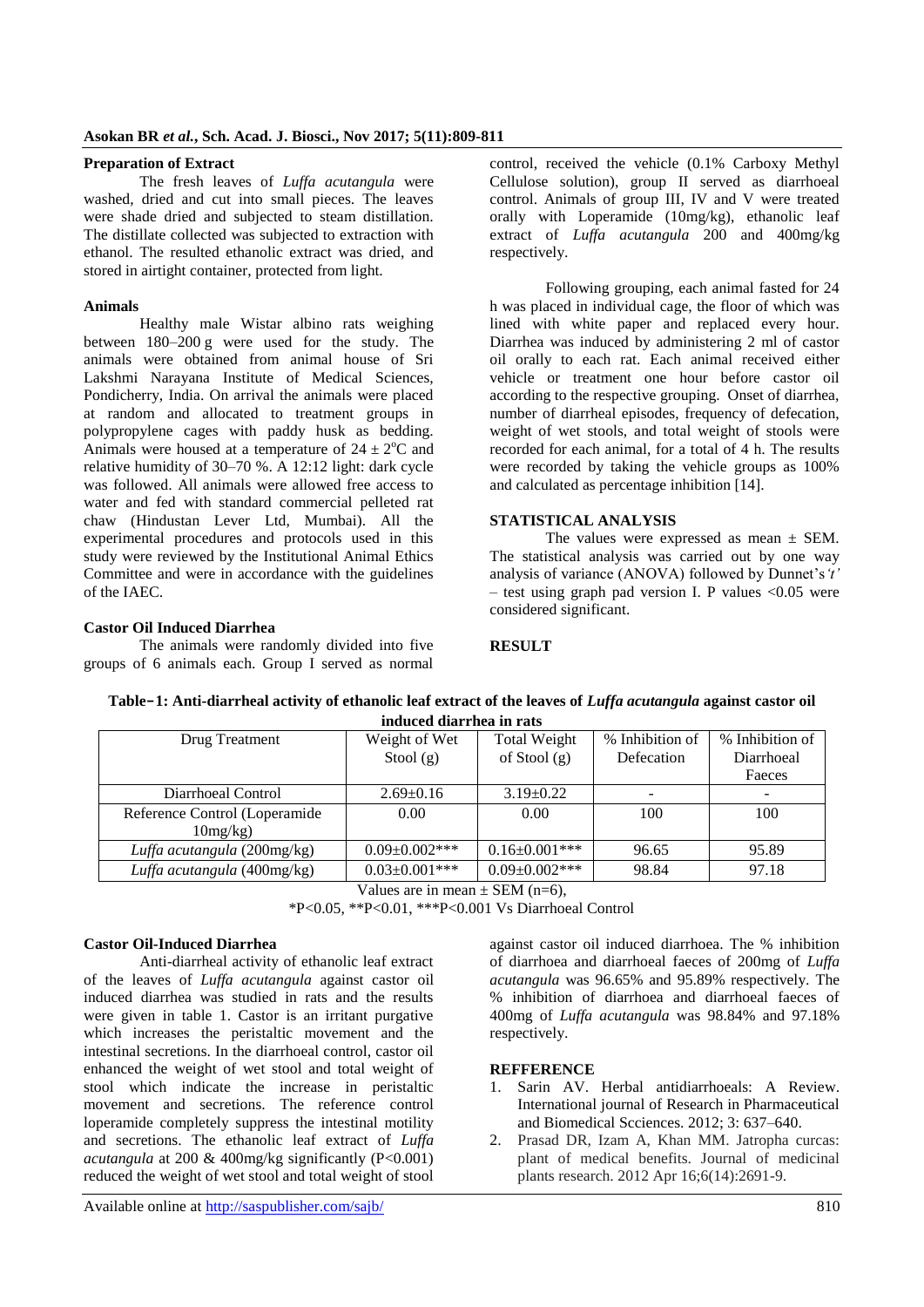### Preparation of Extract

The fresh leaves of *Luffa acutangula* were washed, dried and cut into small pieces. The leaves were shade dried and subjected to steam distillation. The distillate collected was subjected to extraction with ethanol. The resulted ethanolic extract was dried, and stored in airtight container, protected from light.

### Animals

Healthy male Wistar albino rats weighing between 180–200 g were used for the study. The animals were obtained from animal house of Sri Lakshmi Narayana Institute of Medical Sciences, Pondicherry, India. On arrival the animals were placed at random and allocated to treatment groups in polypropylene cages with paddy husk as bedding. Animals were housed at a temperature of $24 \pm 2^{o}$C and relative humidity of 30–70 %. A 12:12 light: dark cycle was followed. All animals were allowed free access to water and fed with standard commercial pelleted rat chaw (Hindustan Lever Ltd, Mumbai). All the experimental procedures and protocols used in this study were reviewed by the Institutional Animal Ethics Committee and were in accordance with the guidelines of the IAEC.

### Castor Oil Induced Diarrhea

The animals were randomly divided into five groups of 6 animals each. Group I served as normal control, received the vehicle (0.1% Carboxy Methyl Cellulose solution), group II served as diarrhoeal control. Animals of group III, IV and V were treated orally with Loperamide (10mg/kg), ethanolic leaf extract of *Luffa acutangula* 200 and 400mg/kg respectively.

Following grouping, each animal fasted for 24 h was placed in individual cage, the floor of which was lined with white paper and replaced every hour. Diarrhea was induced by administering 2 ml of castor oil orally to each rat. Each animal received either vehicle or treatment one hour before castor oil according to the respective grouping. Onset of diarrhea, number of diarrheal episodes, frequency of defecation, weight of wet stools, and total weight of stools were recorded for each animal, for a total of 4 h. The results were recorded by taking the vehicle groups as 100% and calculated as percentage inhibition [14].

## STATISTICAL ANALYSIS

The values were expressed as mean ± SEM. The statistical analysis was carried out by one way analysis of variance (ANOVA) followed by Dunnet's *'t'* – test using graph pad version I. P values <0.05 were considered significant.

## RESULT

**Table-1: Anti-diarrheal activity of ethanolic leaf extract of the leaves of *Luffa acutangula* against castor oil induced diarrhea in rats**

| Drug Treatment | Weight of Wet Stool (g) | Total Weight of Stool (g) | % Inhibition of Defecation | % Inhibition of Diarrhoeal Faeces |
|---|---|---|---|---|
| Diarrhoeal Control | 2.69±0.16 | 3.19±0.22 | - | - |
| Reference Control (Loperamide 10mg/kg) | 0.00 | 0.00 | 100 | 100 |
| *Luffa acutangula* (200mg/kg) | 0.09±0.002*** | 0.16±0.001*** | 96.65 | 95.89 |
| *Luffa acutangula* (400mg/kg) | 0.03±0.001*** | 0.09±0.002*** | 98.84 | 97.18 |

Values are in mean ± SEM (n=6),

*P<0.05, **P<0.01, ***P<0.001 Vs Diarrhoeal Control

### Castor Oil-Induced Diarrhea

Anti-diarrheal activity of ethanolic leaf extract of the leaves of *Luffa acutangula* against castor oil induced diarrhea was studied in rats and the results were given in table 1. Castor is an irritant purgative which increases the peristaltic movement and the intestinal secretions. In the diarrhoeal control, castor oil enhanced the weight of wet stool and total weight of stool which indicate the increase in peristaltic movement and secretions. The reference control loperamide completely suppress the intestinal motility and secretions. The ethanolic leaf extract of *Luffa acutangula* at 200 & 400mg/kg significantly (P<0.001) reduced the weight of wet stool and total weight of stool against castor oil induced diarrhoea. The % inhibition of diarrhoea and diarrhoeal faeces of 200mg of *Luffa acutangula* was 96.65% and 95.89% respectively. The % inhibition of diarrhoea and diarrhoeal faeces of 400mg of *Luffa acutangula* was 98.84% and 97.18% respectively.

## REFFERENCE

1. Sarin AV. Herbal antidiarrhoeals: A Review. International journal of Research in Pharmaceutical and Biomedical Scciences. 2012; 3: 637–640.
2. Prasad DR, Izam A, Khan MM. Jatropha curcas: plant of medical benefits. Journal of medicinal plants research. 2012 Apr 16;6(14):2691-9.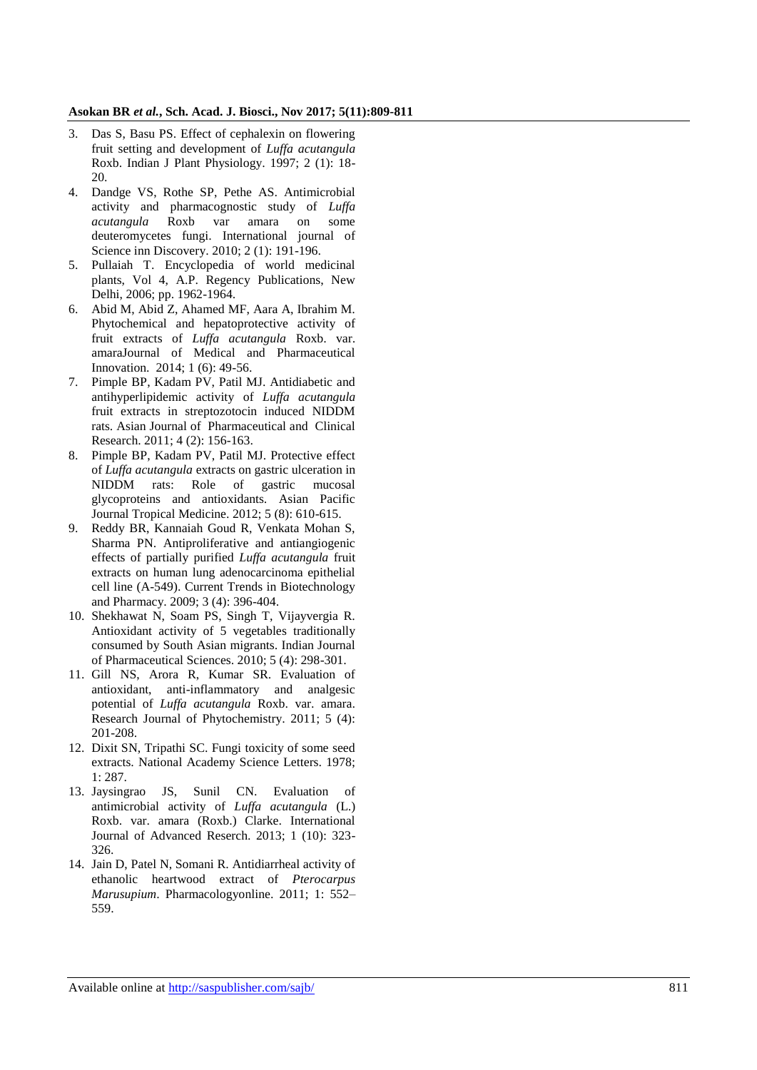3. Das S, Basu PS. Effect of cephalexin on flowering fruit setting and development of *Luffa acutangula* Roxb. Indian J Plant Physiology. 1997; 2 (1): 18-20.
4. Dandge VS, Rothe SP, Pethe AS. Antimicrobial activity and pharmacognostic study of *Luffa acutangula* Roxb var amara on some deuteromycetes fungi. International journal of Science inn Discovery. 2010; 2 (1): 191-196.
5. Pullaiah T. Encyclopedia of world medicinal plants, Vol 4, A.P. Regency Publications, New Delhi, 2006; pp. 1962-1964.
6. Abid M, Abid Z, Ahamed MF, Aara A, Ibrahim M. Phytochemical and hepatoprotective activity of fruit extracts of *Luffa acutangula* Roxb. var. amaraJournal of Medical and Pharmaceutical Innovation. 2014; 1 (6): 49-56.
7. Pimple BP, Kadam PV, Patil MJ. Antidiabetic and antihyperlipidemic activity of *Luffa acutangula* fruit extracts in streptozotocin induced NIDDM rats. Asian Journal of Pharmaceutical and Clinical Research. 2011; 4 (2): 156-163.
8. Pimple BP, Kadam PV, Patil MJ. Protective effect of *Luffa acutangula* extracts on gastric ulceration in NIDDM rats: Role of gastric mucosal glycoproteins and antioxidants. Asian Pacific Journal Tropical Medicine. 2012; 5 (8): 610-615.
9. Reddy BR, Kannaiah Goud R, Venkata Mohan S, Sharma PN. Antiproliferative and antiangiogenic effects of partially purified *Luffa acutangula* fruit extracts on human lung adenocarcinoma epithelial cell line (A-549). Current Trends in Biotechnology and Pharmacy. 2009; 3 (4): 396-404.
10. Shekhawat N, Soam PS, Singh T, Vijayvergia R. Antioxidant activity of 5 vegetables traditionally consumed by South Asian migrants. Indian Journal of Pharmaceutical Sciences. 2010; 5 (4): 298-301.
11. Gill NS, Arora R, Kumar SR. Evaluation of antioxidant, anti-inflammatory and analgesic potential of *Luffa acutangula* Roxb. var. amara. Research Journal of Phytochemistry. 2011; 5 (4): 201-208.
12. Dixit SN, Tripathi SC. Fungi toxicity of some seed extracts. National Academy Science Letters. 1978; 1: 287.
13. Jaysingrao JS, Sunil CN. Evaluation of antimicrobial activity of *Luffa acutangula* (L.) Roxb. var. amara (Roxb.) Clarke. International Journal of Advanced Reserch. 2013; 1 (10): 323-326.
14. Jain D, Patel N, Somani R. Antidiarrheal activity of ethanolic heartwood extract of *Pterocarpus Marusupium*. Pharmacologyonline. 2011; 1: 552–559.